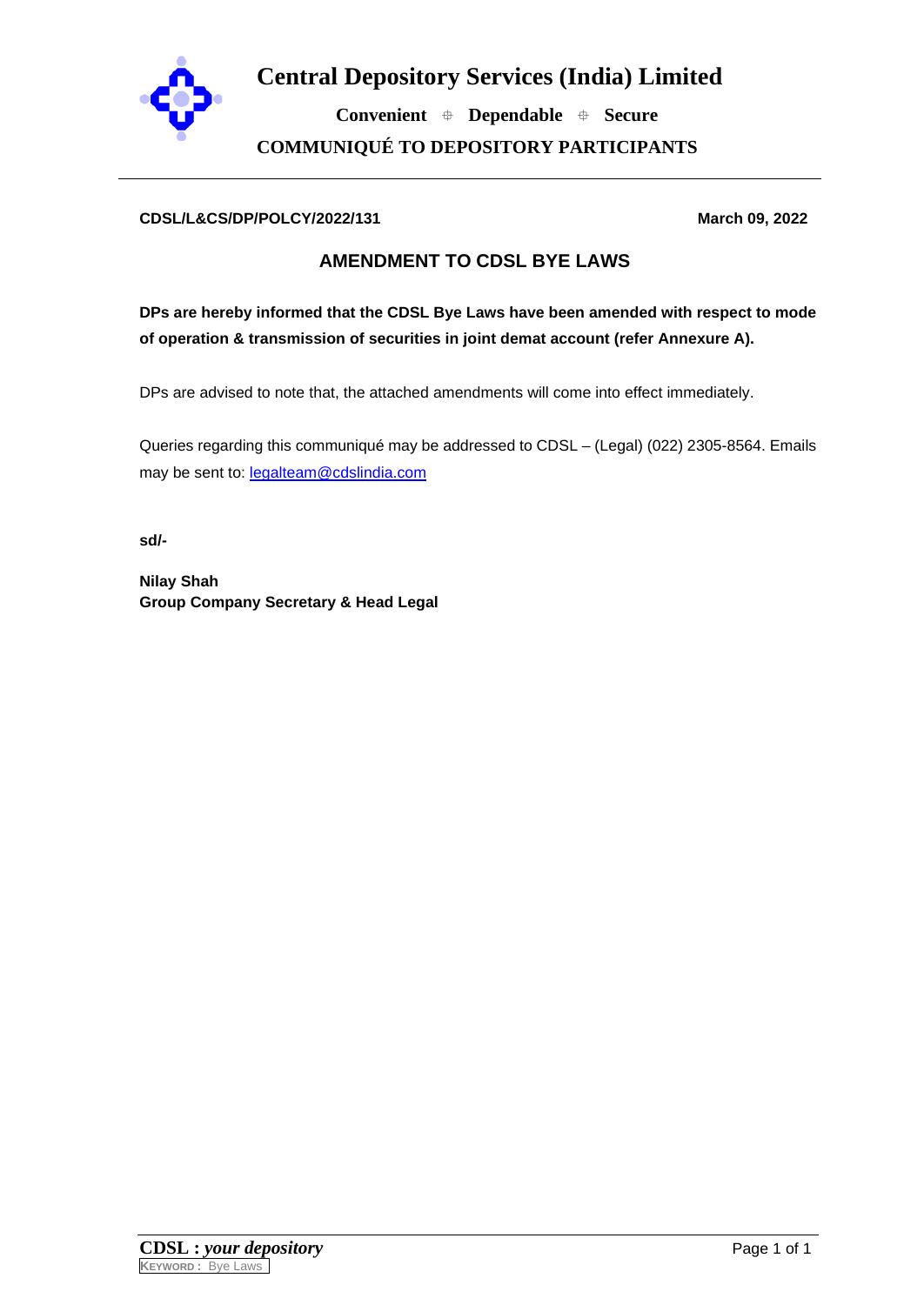# Central Depository Services (India) Limited

**Convenient ⌖ Dependable ⌖ Secure**

**COMMUNIQUÉ TO DEPOSITORY PARTICIPANTS**

---

**CDSL/L&CS/DP/POLCY/2022/131** **March 09, 2022**

## AMENDMENT TO CDSL BYE LAWS

**DPs are hereby informed that the CDSL Bye Laws have been amended with respect to mode of operation & transmission of securities in joint demat account (refer Annexure A).**

DPs are advised to note that, the attached amendments will come into effect immediately.

Queries regarding this communiqué may be addressed to CDSL – (Legal) (022) 2305-8564. Emails may be sent to: legalteam@cdslindia.com

**sd/-**

**Nilay Shah**
**Group Company Secretary & Head Legal**

**KEYWORD :** Bye Laws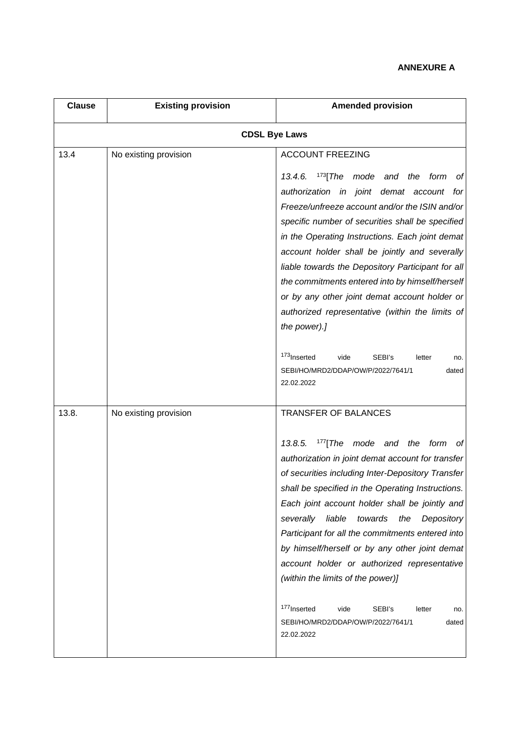**ANNEXURE A**

| Clause | Existing provision | Amended provision |
|---|---|---|
| **CDSL Bye Laws** | | |
| 13.4 | No existing provision | ACCOUNT FREEZING<br><br>*13.4.6. [173][The mode and the form of authorization in joint demat account for Freeze/unfreeze account and/or the ISIN and/or specific number of securities shall be specified in the Operating Instructions. Each joint demat account holder shall be jointly and severally liable towards the Depository Participant for all the commitments entered into by himself/herself or by any other joint demat account holder or authorized representative (within the limits of the power).]*<br><br>[173]Inserted vide SEBI's letter no. SEBI/HO/MRD2/DDAP/OW/P/2022/7641/1 dated 22.02.2022 |
| 13.8. | No existing provision | TRANSFER OF BALANCES<br><br>*13.8.5. [177][The mode and the form of authorization in joint demat account for transfer of securities including Inter-Depository Transfer shall be specified in the Operating Instructions. Each joint account holder shall be jointly and severally liable towards the Depository Participant for all the commitments entered into by himself/herself or by any other joint demat account holder or authorized representative (within the limits of the power)]*<br><br>[177]Inserted vide SEBI's letter no. SEBI/HO/MRD2/DDAP/OW/P/2022/7641/1 dated 22.02.2022 |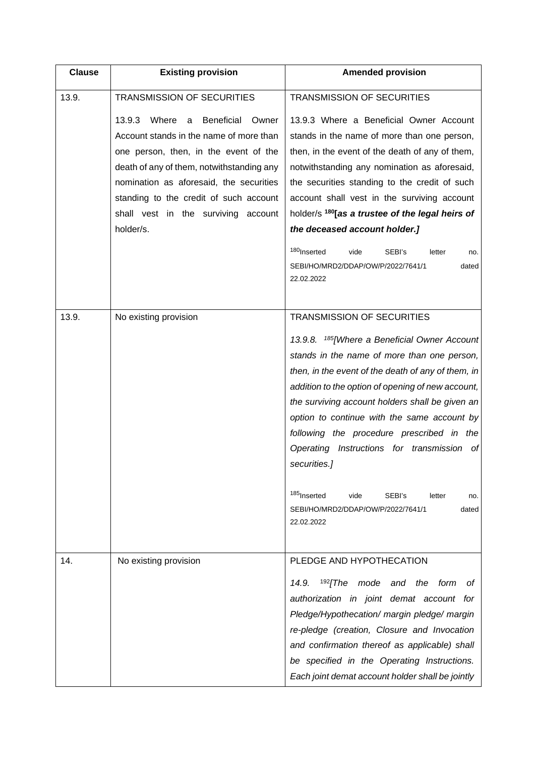| Clause | Existing provision | Amended provision |
|---|---|---|
| 13.9. | TRANSMISSION OF SECURITIES<br><br>13.9.3 Where a Beneficial Owner Account stands in the name of more than one person, then, in the event of the death of any of them, notwithstanding any nomination as aforesaid, the securities standing to the credit of such account shall vest in the surviving account holder/s. | TRANSMISSION OF SECURITIES<br><br>13.9.3 Where a Beneficial Owner Account stands in the name of more than one person, then, in the event of the death of any of them, notwithstanding any nomination as aforesaid, the securities standing to the credit of such account shall vest in the surviving account holder/s [180]***[as a trustee of the legal heirs of the deceased account holder.]***<br><br>[180]Inserted vide SEBI's letter no. SEBI/HO/MRD2/DDAP/OW/P/2022/7641/1 dated 22.02.2022 |
| 13.9. | No existing provision | TRANSMISSION OF SECURITIES<br><br>*13.9.8. [185][Where a Beneficial Owner Account stands in the name of more than one person, then, in the event of the death of any of them, in addition to the option of opening of new account, the surviving account holders shall be given an option to continue with the same account by following the procedure prescribed in the Operating Instructions for transmission of securities.]*<br><br>[185]Inserted vide SEBI's letter no. SEBI/HO/MRD2/DDAP/OW/P/2022/7641/1 dated 22.02.2022 |
| 14. | No existing provision | PLEDGE AND HYPOTHECATION<br><br>*14.9. [192][The mode and the form of authorization in joint demat account for Pledge/Hypothecation/ margin pledge/ margin re-pledge (creation, Closure and Invocation and confirmation thereof as applicable) shall be specified in the Operating Instructions. Each joint demat account holder shall be jointly* |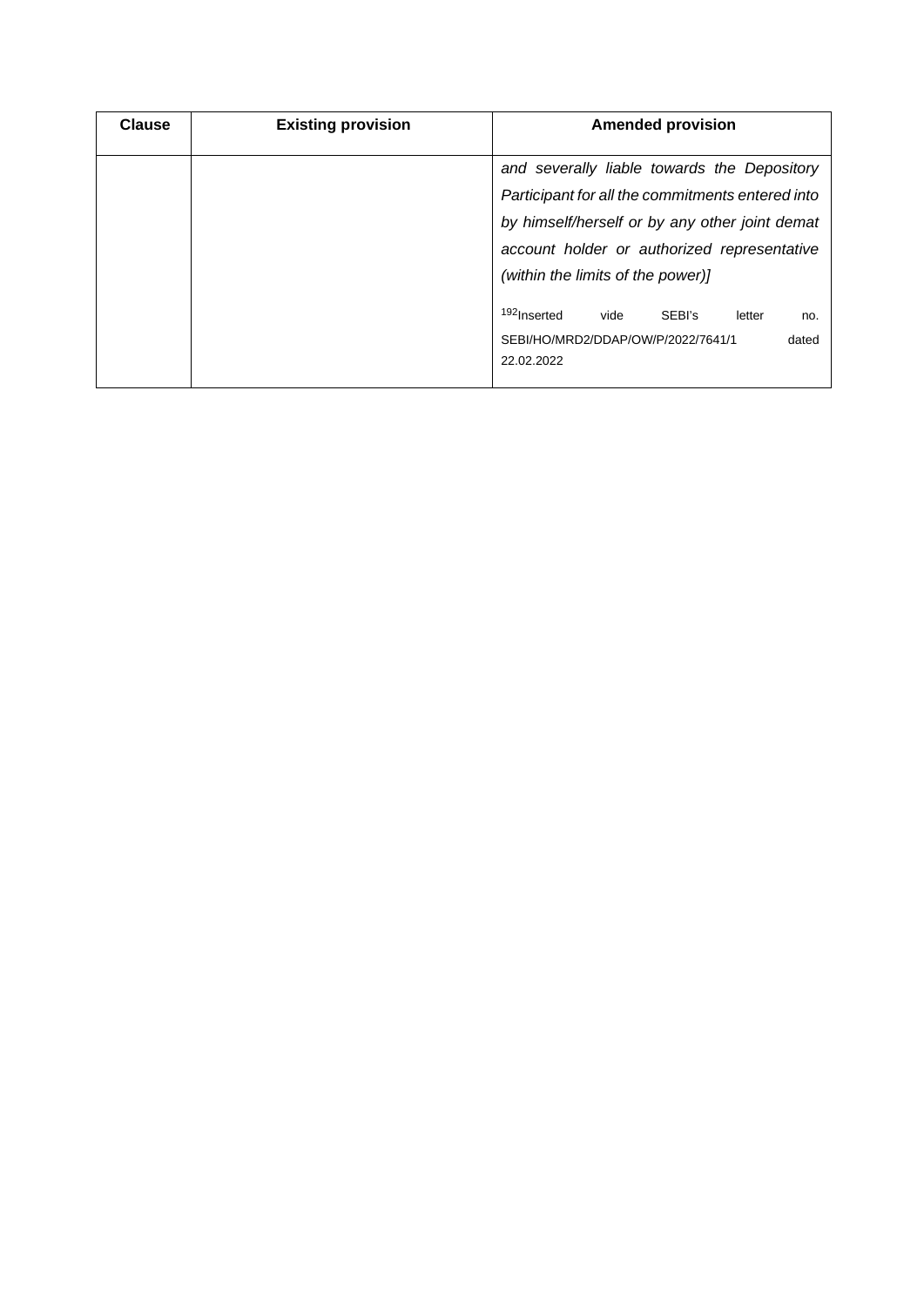| Clause | Existing provision | Amended provision |
| --- | --- | --- |
| | | *and severally liable towards the Depository Participant for all the commitments entered into by himself/herself or by any other joint demat account holder or authorized representative (within the limits of the power)]*<br><br>[192]Inserted vide SEBI's letter no. SEBI/HO/MRD2/DDAP/OW/P/2022/7641/1 dated 22.02.2022 |